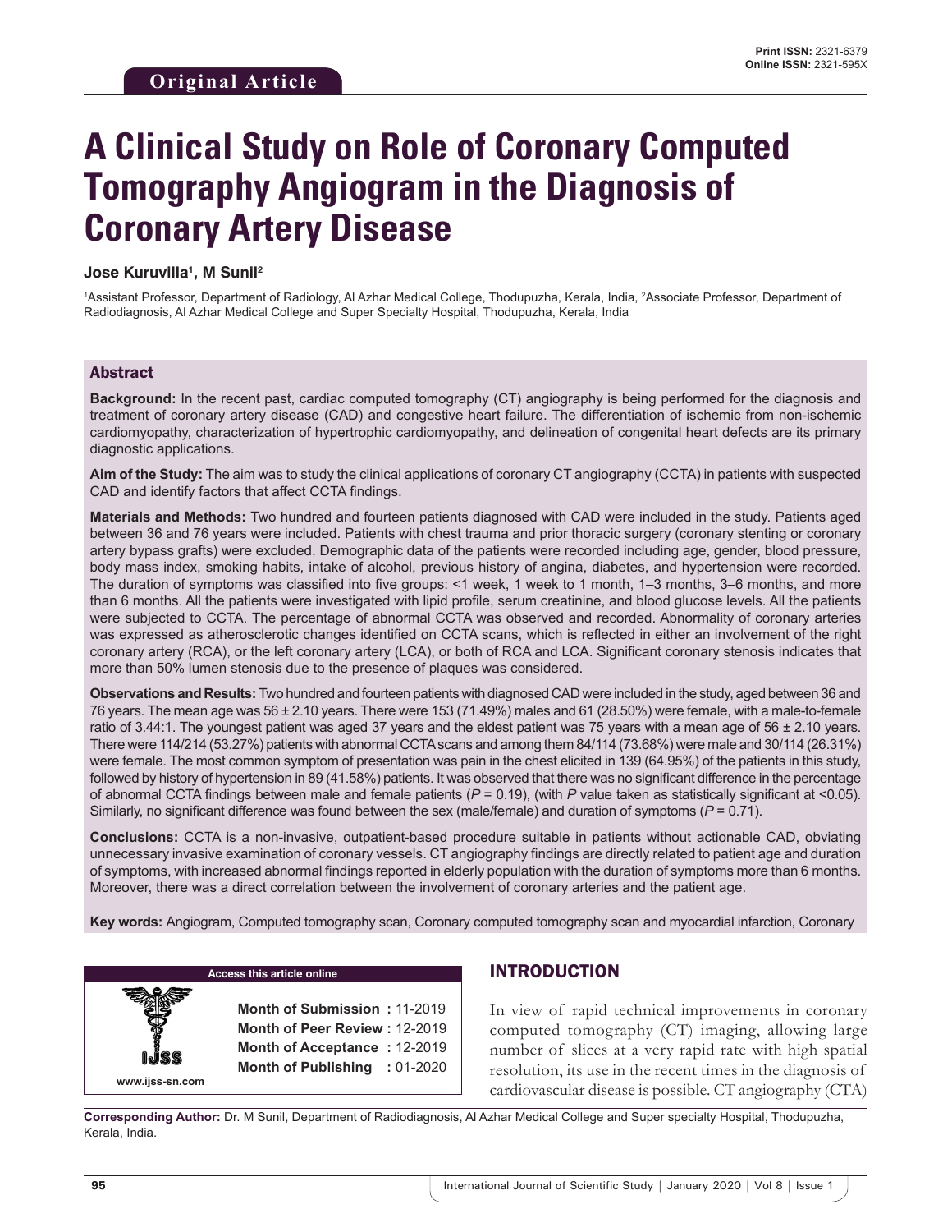**Original Article**

# A Clinical Study on Role of Coronary Computed Tomography Angiogram in the Diagnosis of Coronary Artery Disease

**Jose Kuruvilla[1], M Sunil[2]**

[1]Assistant Professor, Department of Radiology, Al Azhar Medical College, Thodupuzha, Kerala, India, [2]Associate Professor, Department of Radiodiagnosis, Al Azhar Medical College and Super Specialty Hospital, Thodupuzha, Kerala, India

## Abstract

**Background:** In the recent past, cardiac computed tomography (CT) angiography is being performed for the diagnosis and treatment of coronary artery disease (CAD) and congestive heart failure. The differentiation of ischemic from non-ischemic cardiomyopathy, characterization of hypertrophic cardiomyopathy, and delineation of congenital heart defects are its primary diagnostic applications.

**Aim of the Study:** The aim was to study the clinical applications of coronary CT angiography (CCTA) in patients with suspected CAD and identify factors that affect CCTA findings.

**Materials and Methods:** Two hundred and fourteen patients diagnosed with CAD were included in the study. Patients aged between 36 and 76 years were included. Patients with chest trauma and prior thoracic surgery (coronary stenting or coronary artery bypass grafts) were excluded. Demographic data of the patients were recorded including age, gender, blood pressure, body mass index, smoking habits, intake of alcohol, previous history of angina, diabetes, and hypertension were recorded. The duration of symptoms was classified into five groups: <1 week, 1 week to 1 month, 1–3 months, 3–6 months, and more than 6 months. All the patients were investigated with lipid profile, serum creatinine, and blood glucose levels. All the patients were subjected to CCTA. The percentage of abnormal CCTA was observed and recorded. Abnormality of coronary arteries was expressed as atherosclerotic changes identified on CCTA scans, which is reflected in either an involvement of the right coronary artery (RCA), or the left coronary artery (LCA), or both of RCA and LCA. Significant coronary stenosis indicates that more than 50% lumen stenosis due to the presence of plaques was considered.

**Observations and Results:** Two hundred and fourteen patients with diagnosed CAD were included in the study, aged between 36 and 76 years. The mean age was 56 ± 2.10 years. There were 153 (71.49%) males and 61 (28.50%) were female, with a male-to-female ratio of 3.44:1. The youngest patient was aged 37 years and the eldest patient was 75 years with a mean age of 56 ± 2.10 years. There were 114/214 (53.27%) patients with abnormal CCTA scans and among them 84/114 (73.68%) were male and 30/114 (26.31%) were female. The most common symptom of presentation was pain in the chest elicited in 139 (64.95%) of the patients in this study, followed by history of hypertension in 89 (41.58%) patients. It was observed that there was no significant difference in the percentage of abnormal CCTA findings between male and female patients ($P = 0.19$), (with $P$ value taken as statistically significant at <0.05). Similarly, no significant difference was found between the sex (male/female) and duration of symptoms ($P = 0.71$).

**Conclusions:** CCTA is a non-invasive, outpatient-based procedure suitable in patients without actionable CAD, obviating unnecessary invasive examination of coronary vessels. CT angiography findings are directly related to patient age and duration of symptoms, with increased abnormal findings reported in elderly population with the duration of symptoms more than 6 months. Moreover, there was a direct correlation between the involvement of coronary arteries and the patient age.

**Key words:** Angiogram, Computed tomography scan, Coronary computed tomography scan and myocardial infarction, Coronary

**Access this article online**

www.ijss-sn.com

**Month of Submission :** 11-2019
**Month of Peer Review :** 12-2019
**Month of Acceptance :** 12-2019
**Month of Publishing :** 01-2020

## INTRODUCTION

In view of rapid technical improvements in coronary computed tomography (CT) imaging, allowing large number of slices at a very rapid rate with high spatial resolution, its use in the recent times in the diagnosis of cardiovascular disease is possible. CT angiography (CTA)

**Corresponding Author:** Dr. M Sunil, Department of Radiodiagnosis, Al Azhar Medical College and Super specialty Hospital, Thodupuzha, Kerala, India.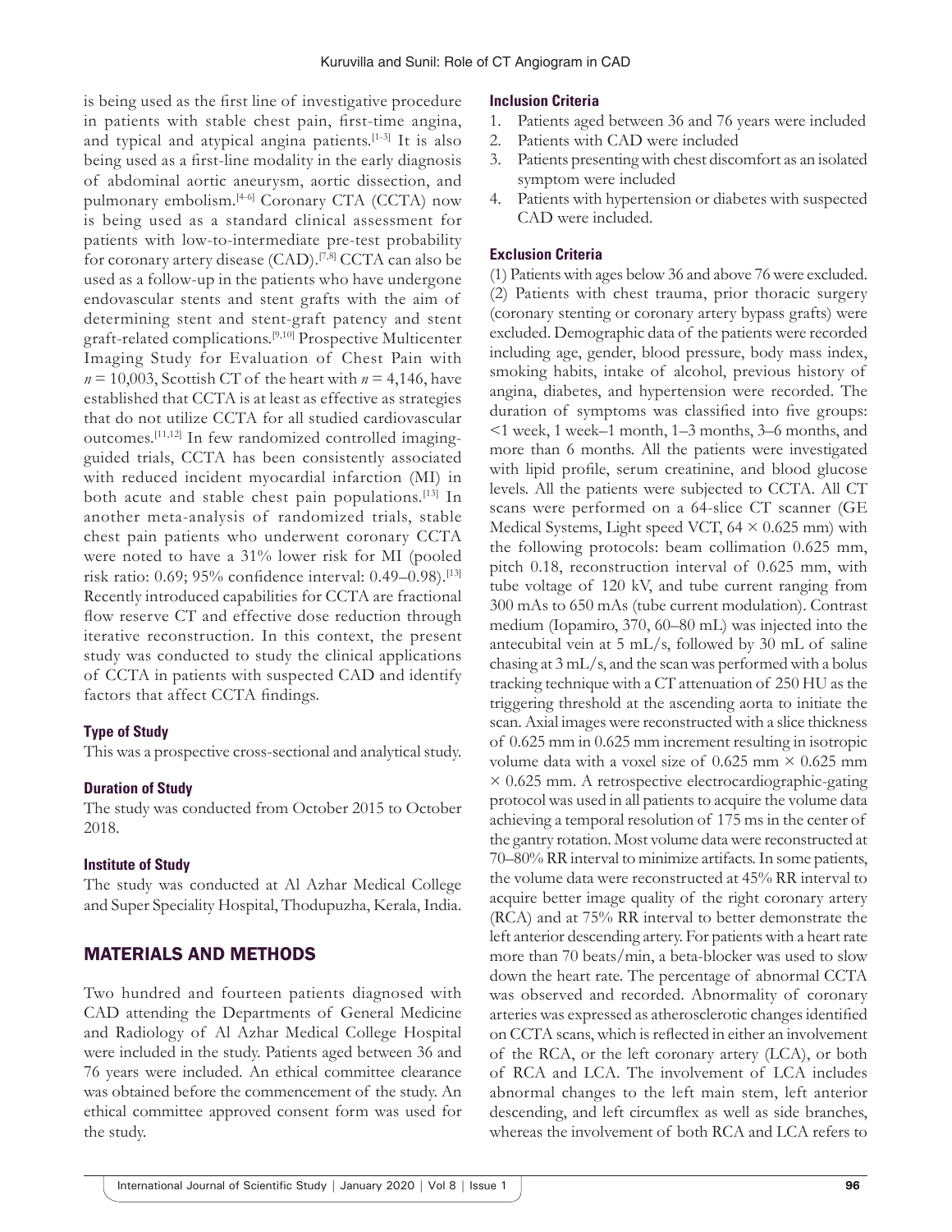is being used as the first line of investigative procedure in patients with stable chest pain, first-time angina, and typical and atypical angina patients.[1-3] It is also being used as a first-line modality in the early diagnosis of abdominal aortic aneurysm, aortic dissection, and pulmonary embolism.[4-6] Coronary CTA (CCTA) now is being used as a standard clinical assessment for patients with low-to-intermediate pre-test probability for coronary artery disease (CAD).[7,8] CCTA can also be used as a follow-up in the patients who have undergone endovascular stents and stent grafts with the aim of determining stent and stent-graft patency and stent graft-related complications.[9,10] Prospective Multicenter Imaging Study for Evaluation of Chest Pain with $n = 10,003$, Scottish CT of the heart with $n = 4,146$, have established that CCTA is at least as effective as strategies that do not utilize CCTA for all studied cardiovascular outcomes.[11,12] In few randomized controlled imaging-guided trials, CCTA has been consistently associated with reduced incident myocardial infarction (MI) in both acute and stable chest pain populations.[13] In another meta-analysis of randomized trials, stable chest pain patients who underwent coronary CCTA were noted to have a 31% lower risk for MI (pooled risk ratio: 0.69; 95% confidence interval: 0.49–0.98).[13] Recently introduced capabilities for CCTA are fractional flow reserve CT and effective dose reduction through iterative reconstruction. In this context, the present study was conducted to study the clinical applications of CCTA in patients with suspected CAD and identify factors that affect CCTA findings.

### Type of Study

This was a prospective cross-sectional and analytical study.

### Duration of Study

The study was conducted from October 2015 to October 2018.

### Institute of Study

The study was conducted at Al Azhar Medical College and Super Speciality Hospital, Thodupuzha, Kerala, India.

## MATERIALS AND METHODS

Two hundred and fourteen patients diagnosed with CAD attending the Departments of General Medicine and Radiology of Al Azhar Medical College Hospital were included in the study. Patients aged between 36 and 76 years were included. An ethical committee clearance was obtained before the commencement of the study. An ethical committee approved consent form was used for the study.

### Inclusion Criteria

1. Patients aged between 36 and 76 years were included
2. Patients with CAD were included
3. Patients presenting with chest discomfort as an isolated symptom were included
4. Patients with hypertension or diabetes with suspected CAD were included.

### Exclusion Criteria

(1) Patients with ages below 36 and above 76 were excluded. (2) Patients with chest trauma, prior thoracic surgery (coronary stenting or coronary artery bypass grafts) were excluded. Demographic data of the patients were recorded including age, gender, blood pressure, body mass index, smoking habits, intake of alcohol, previous history of angina, diabetes, and hypertension were recorded. The duration of symptoms was classified into five groups: <1 week, 1 week–1 month, 1–3 months, 3–6 months, and more than 6 months. All the patients were investigated with lipid profile, serum creatinine, and blood glucose levels. All the patients were subjected to CCTA. All CT scans were performed on a 64-slice CT scanner (GE Medical Systems, Light speed VCT, $64 \times 0.625$ mm) with the following protocols: beam collimation 0.625 mm, pitch 0.18, reconstruction interval of 0.625 mm, with tube voltage of 120 kV, and tube current ranging from 300 mAs to 650 mAs (tube current modulation). Contrast medium (Iopamiro, 370, 60–80 mL) was injected into the antecubital vein at 5 mL/s, followed by 30 mL of saline chasing at 3 mL/s, and the scan was performed with a bolus tracking technique with a CT attenuation of 250 HU as the triggering threshold at the ascending aorta to initiate the scan. Axial images were reconstructed with a slice thickness of 0.625 mm in 0.625 mm increment resulting in isotropic volume data with a voxel size of 0.625 mm $\times$ 0.625 mm $\times$ 0.625 mm. A retrospective electrocardiographic-gating protocol was used in all patients to acquire the volume data achieving a temporal resolution of 175 ms in the center of the gantry rotation. Most volume data were reconstructed at 70–80% RR interval to minimize artifacts. In some patients, the volume data were reconstructed at 45% RR interval to acquire better image quality of the right coronary artery (RCA) and at 75% RR interval to better demonstrate the left anterior descending artery. For patients with a heart rate more than 70 beats/min, a beta-blocker was used to slow down the heart rate. The percentage of abnormal CCTA was observed and recorded. Abnormality of coronary arteries was expressed as atherosclerotic changes identified on CCTA scans, which is reflected in either an involvement of the RCA, or the left coronary artery (LCA), or both of RCA and LCA. The involvement of LCA includes abnormal changes to the left main stem, left anterior descending, and left circumflex as well as side branches, whereas the involvement of both RCA and LCA refers to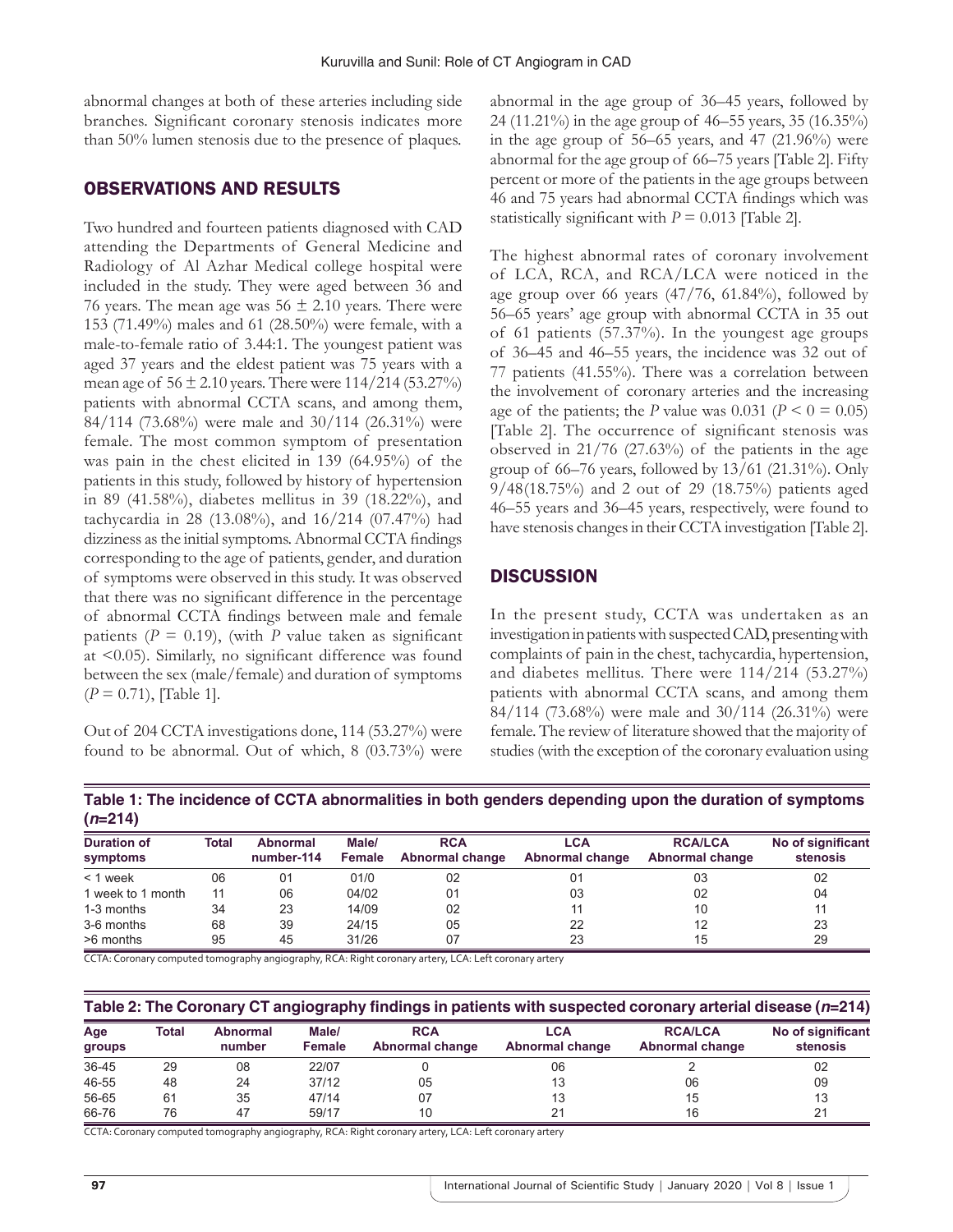abnormal changes at both of these arteries including side branches. Significant coronary stenosis indicates more than 50% lumen stenosis due to the presence of plaques.

## OBSERVATIONS AND RESULTS

Two hundred and fourteen patients diagnosed with CAD attending the Departments of General Medicine and Radiology of Al Azhar Medical college hospital were included in the study. They were aged between 36 and 76 years. The mean age was $56 \pm 2.10$ years. There were 153 (71.49%) males and 61 (28.50%) were female, with a male-to-female ratio of 3.44:1. The youngest patient was aged 37 years and the eldest patient was 75 years with a mean age of $56 \pm 2.10$ years. There were 114/214 (53.27%) patients with abnormal CCTA scans, and among them, 84/114 (73.68%) were male and 30/114 (26.31%) were female. The most common symptom of presentation was pain in the chest elicited in 139 (64.95%) of the patients in this study, followed by history of hypertension in 89 (41.58%), diabetes mellitus in 39 (18.22%), and tachycardia in 28 (13.08%), and 16/214 (07.47%) had dizziness as the initial symptoms. Abnormal CCTA findings corresponding to the age of patients, gender, and duration of symptoms were observed in this study. It was observed that there was no significant difference in the percentage of abnormal CCTA findings between male and female patients ($P = 0.19$), (with $P$ value taken as significant at <0.05). Similarly, no significant difference was found between the sex (male/female) and duration of symptoms ($P = 0.71$), [Table 1].

Out of 204 CCTA investigations done, 114 (53.27%) were found to be abnormal. Out of which, 8 (03.73%) were abnormal in the age group of 36–45 years, followed by 24 (11.21%) in the age group of 46–55 years, 35 (16.35%) in the age group of 56–65 years, and 47 (21.96%) were abnormal for the age group of 66–75 years [Table 2]. Fifty percent or more of the patients in the age groups between 46 and 75 years had abnormal CCTA findings which was statistically significant with $P = 0.013$ [Table 2].

The highest abnormal rates of coronary involvement of LCA, RCA, and RCA/LCA were noticed in the age group over 66 years (47/76, 61.84%), followed by 56–65 years' age group with abnormal CCTA in 35 out of 61 patients (57.37%). In the youngest age groups of 36–45 and 46–55 years, the incidence was 32 out of 77 patients (41.55%). There was a correlation between the involvement of coronary arteries and the increasing age of the patients; the $P$ value was 0.031 ($P < 0 = 0.05$) [Table 2]. The occurrence of significant stenosis was observed in 21/76 (27.63%) of the patients in the age group of 66–76 years, followed by 13/61 (21.31%). Only 9/48(18.75%) and 2 out of 29 (18.75%) patients aged 46–55 years and 36–45 years, respectively, were found to have stenosis changes in their CCTA investigation [Table 2].

## DISCUSSION

In the present study, CCTA was undertaken as an investigation in patients with suspected CAD, presenting with complaints of pain in the chest, tachycardia, hypertension, and diabetes mellitus. There were 114/214 (53.27%) patients with abnormal CCTA scans, and among them 84/114 (73.68%) were male and 30/114 (26.31%) were female. The review of literature showed that the majority of studies (with the exception of the coronary evaluation using

**Table 1: The incidence of CCTA abnormalities in both genders depending upon the duration of symptoms (*n*=214)**

| Duration of symptoms | Total | Abnormal number-114 | Male/Female | RCA Abnormal change | LCA Abnormal change | RCA/LCA Abnormal change | No of significant stenosis |
|---|---|---|---|---|---|---|---|
| < 1 week | 06 | 01 | 01/0 | 02 | 01 | 03 | 02 |
| 1 week to 1 month | 11 | 06 | 04/02 | 01 | 03 | 02 | 04 |
| 1-3 months | 34 | 23 | 14/09 | 02 | 11 | 10 | 11 |
| 3-6 months | 68 | 39 | 24/15 | 05 | 22 | 12 | 23 |
| >6 months | 95 | 45 | 31/26 | 07 | 23 | 15 | 29 |

CCTA: Coronary computed tomography angiography, RCA: Right coronary artery, LCA: Left coronary artery

**Table 2: The Coronary CT angiography findings in patients with suspected coronary arterial disease (*n*=214)**

| Age groups | Total | Abnormal number | Male/Female | RCA Abnormal change | LCA Abnormal change | RCA/LCA Abnormal change | No of significant stenosis |
|---|---|---|---|---|---|---|---|
| 36-45 | 29 | 08 | 22/07 | 0 | 06 | 2 | 02 |
| 46-55 | 48 | 24 | 37/12 | 05 | 13 | 06 | 09 |
| 56-65 | 61 | 35 | 47/14 | 07 | 13 | 15 | 13 |
| 66-76 | 76 | 47 | 59/17 | 10 | 21 | 16 | 21 |

CCTA: Coronary computed tomography angiography, RCA: Right coronary artery, LCA: Left coronary artery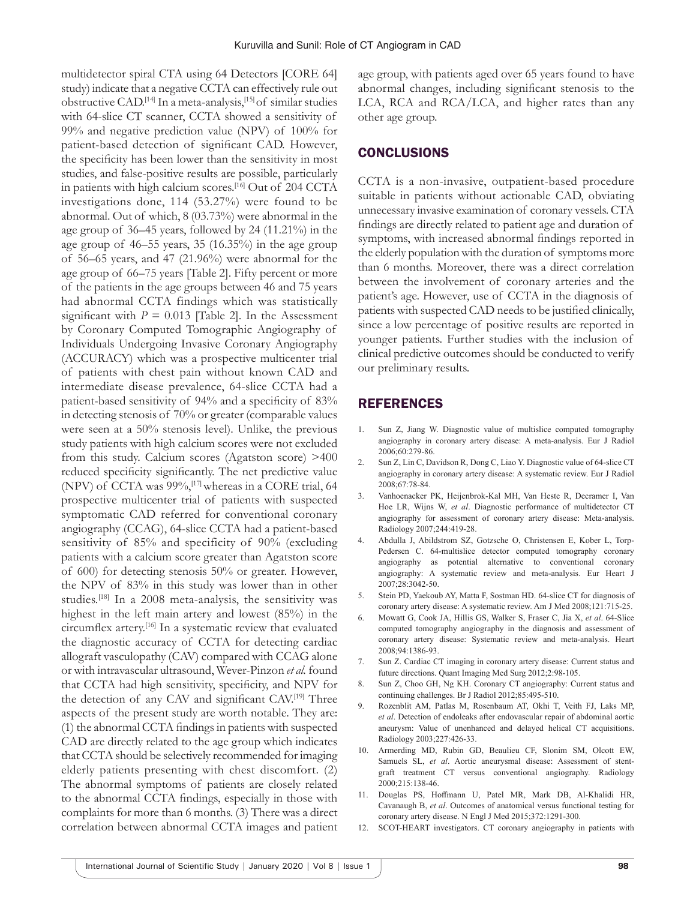multidetector spiral CTA using 64 Detectors [CORE 64] study) indicate that a negative CCTA can effectively rule out obstructive CAD.[14] In a meta-analysis,[15] of similar studies with 64-slice CT scanner, CCTA showed a sensitivity of 99% and negative prediction value (NPV) of 100% for patient-based detection of significant CAD. However, the specificity has been lower than the sensitivity in most studies, and false-positive results are possible, particularly in patients with high calcium scores.[16] Out of 204 CCTA investigations done, 114 (53.27%) were found to be abnormal. Out of which, 8 (03.73%) were abnormal in the age group of 36–45 years, followed by 24 (11.21%) in the age group of 46–55 years, 35 (16.35%) in the age group of 56–65 years, and 47 (21.96%) were abnormal for the age group of 66–75 years [Table 2]. Fifty percent or more of the patients in the age groups between 46 and 75 years had abnormal CCTA findings which was statistically significant with $P = 0.013$ [Table 2]. In the Assessment by Coronary Computed Tomographic Angiography of Individuals Undergoing Invasive Coronary Angiography (ACCURACY) which was a prospective multicenter trial of patients with chest pain without known CAD and intermediate disease prevalence, 64-slice CCTA had a patient-based sensitivity of 94% and a specificity of 83% in detecting stenosis of 70% or greater (comparable values were seen at a 50% stenosis level). Unlike, the previous study patients with high calcium scores were not excluded from this study. Calcium scores (Agatston score) >400 reduced specificity significantly. The net predictive value (NPV) of CCTA was 99%,[17] whereas in a CORE trial, 64 prospective multicenter trial of patients with suspected symptomatic CAD referred for conventional coronary angiography (CCAG), 64-slice CCTA had a patient-based sensitivity of 85% and specificity of 90% (excluding patients with a calcium score greater than Agatston score of 600) for detecting stenosis 50% or greater. However, the NPV of 83% in this study was lower than in other studies.[18] In a 2008 meta-analysis, the sensitivity was highest in the left main artery and lowest (85%) in the circumflex artery.[16] In a systematic review that evaluated the diagnostic accuracy of CCTA for detecting cardiac allograft vasculopathy (CAV) compared with CCAG alone or with intravascular ultrasound, Wever-Pinzon *et al*. found that CCTA had high sensitivity, specificity, and NPV for the detection of any CAV and significant CAV.[19] Three aspects of the present study are worth notable. They are: (1) the abnormal CCTA findings in patients with suspected CAD are directly related to the age group which indicates that CCTA should be selectively recommended for imaging elderly patients presenting with chest discomfort. (2) The abnormal symptoms of patients are closely related to the abnormal CCTA findings, especially in those with complaints for more than 6 months. (3) There was a direct correlation between abnormal CCTA images and patient age group, with patients aged over 65 years found to have abnormal changes, including significant stenosis to the LCA, RCA and RCA/LCA, and higher rates than any other age group.

## CONCLUSIONS

CCTA is a non-invasive, outpatient-based procedure suitable in patients without actionable CAD, obviating unnecessary invasive examination of coronary vessels. CTA findings are directly related to patient age and duration of symptoms, with increased abnormal findings reported in the elderly population with the duration of symptoms more than 6 months. Moreover, there was a direct correlation between the involvement of coronary arteries and the patient's age. However, use of CCTA in the diagnosis of patients with suspected CAD needs to be justified clinically, since a low percentage of positive results are reported in younger patients. Further studies with the inclusion of clinical predictive outcomes should be conducted to verify our preliminary results.

## REFERENCES

1. Sun Z, Jiang W. Diagnostic value of multislice computed tomography angiography in coronary artery disease: A meta-analysis. Eur J Radiol 2006;60:279-86.
2. Sun Z, Lin C, Davidson R, Dong C, Liao Y. Diagnostic value of 64-slice CT angiography in coronary artery disease: A systematic review. Eur J Radiol 2008;67:78-84.
3. Vanhoenacker PK, Heijenbrok-Kal MH, Van Heste R, Decramer I, Van Hoe LR, Wijns W, *et al*. Diagnostic performance of multidetector CT angiography for assessment of coronary artery disease: Meta-analysis. Radiology 2007;244:419-28.
4. Abdulla J, Abildstrom SZ, Gotzsche O, Christensen E, Kober L, Torp-Pedersen C. 64-multislice detector computed tomography coronary angiography as potential alternative to conventional coronary angiography: A systematic review and meta-analysis. Eur Heart J 2007;28:3042-50.
5. Stein PD, Yaekoub AY, Matta F, Sostman HD. 64-slice CT for diagnosis of coronary artery disease: A systematic review. Am J Med 2008;121:715-25.
6. Mowatt G, Cook JA, Hillis GS, Walker S, Fraser C, Jia X, *et al*. 64-Slice computed tomography angiography in the diagnosis and assessment of coronary artery disease: Systematic review and meta-analysis. Heart 2008;94:1386-93.
7. Sun Z. Cardiac CT imaging in coronary artery disease: Current status and future directions. Quant Imaging Med Surg 2012;2:98-105.
8. Sun Z, Choo GH, Ng KH. Coronary CT angiography: Current status and continuing challenges. Br J Radiol 2012;85:495-510.
9. Rozenblit AM, Patlas M, Rosenbaum AT, Okhi T, Veith FJ, Laks MP, *et al*. Detection of endoleaks after endovascular repair of abdominal aortic aneurysm: Value of unenhanced and delayed helical CT acquisitions. Radiology 2003;227:426-33.
10. Armerding MD, Rubin GD, Beaulieu CF, Slonim SM, Olcott EW, Samuels SL, *et al*. Aortic aneurysmal disease: Assessment of stent-graft treatment CT versus conventional angiography. Radiology 2000;215:138-46.
11. Douglas PS, Hoffmann U, Patel MR, Mark DB, Al-Khalidi HR, Cavanaugh B, *et al*. Outcomes of anatomical versus functional testing for coronary artery disease. N Engl J Med 2015;372:1291-300.
12. SCOT-HEART investigators. CT coronary angiography in patients with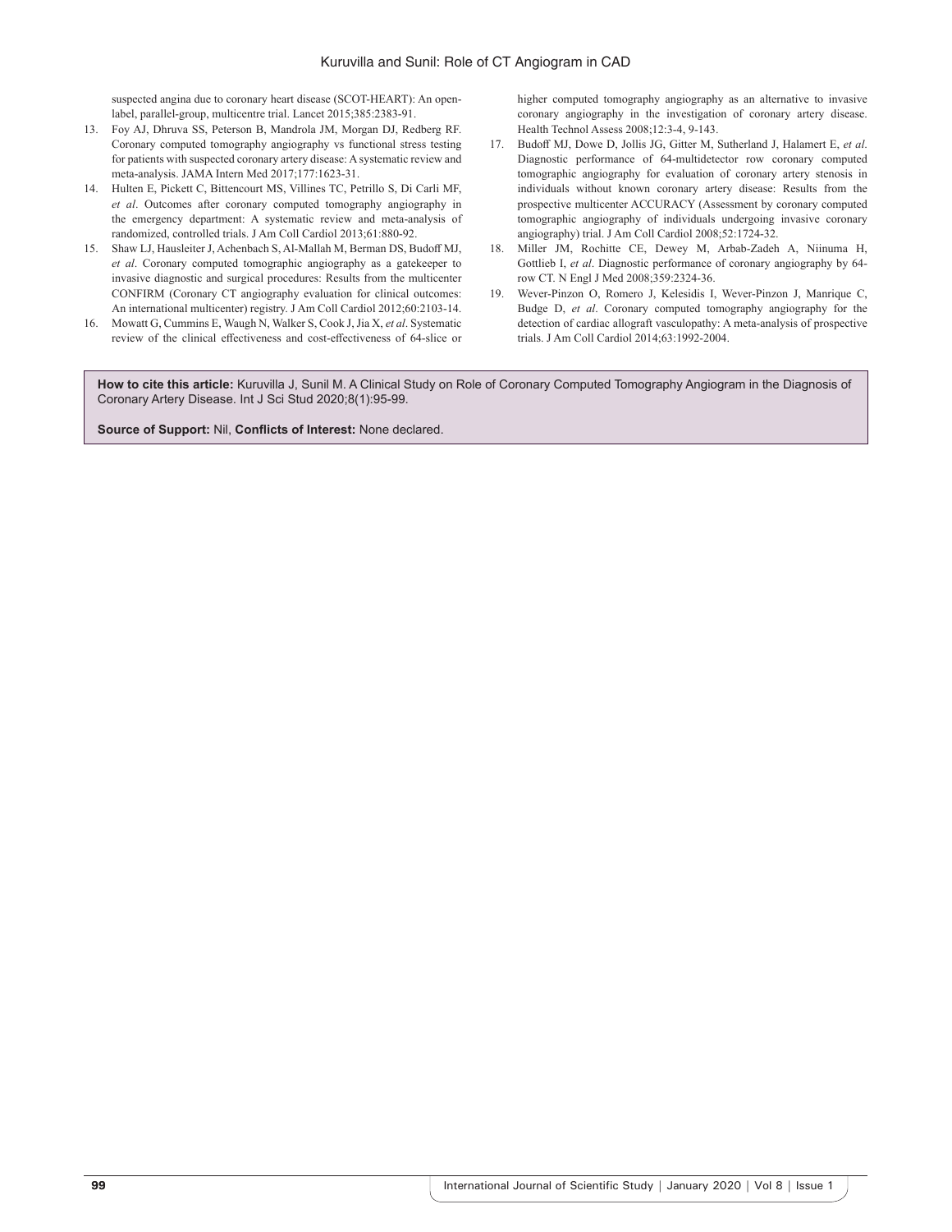suspected angina due to coronary heart disease (SCOT-HEART): An open-label, parallel-group, multicentre trial. Lancet 2015;385:2383-91.

13. Foy AJ, Dhruva SS, Peterson B, Mandrola JM, Morgan DJ, Redberg RF. Coronary computed tomography angiography vs functional stress testing for patients with suspected coronary artery disease: A systematic review and meta-analysis. JAMA Intern Med 2017;177:1623-31.
14. Hulten E, Pickett C, Bittencourt MS, Villines TC, Petrillo S, Di Carli MF, *et al*. Outcomes after coronary computed tomography angiography in the emergency department: A systematic review and meta-analysis of randomized, controlled trials. J Am Coll Cardiol 2013;61:880-92.
15. Shaw LJ, Hausleiter J, Achenbach S, Al-Mallah M, Berman DS, Budoff MJ, *et al*. Coronary computed tomographic angiography as a gatekeeper to invasive diagnostic and surgical procedures: Results from the multicenter CONFIRM (Coronary CT angiography evaluation for clinical outcomes: An international multicenter) registry. J Am Coll Cardiol 2012;60:2103-14.
16. Mowatt G, Cummins E, Waugh N, Walker S, Cook J, Jia X, *et al*. Systematic review of the clinical effectiveness and cost-effectiveness of 64-slice or higher computed tomography angiography as an alternative to invasive coronary angiography in the investigation of coronary artery disease. Health Technol Assess 2008;12:3-4, 9-143.
17. Budoff MJ, Dowe D, Jollis JG, Gitter M, Sutherland J, Halamert E, *et al*. Diagnostic performance of 64-multidetector row coronary computed tomographic angiography for evaluation of coronary artery stenosis in individuals without known coronary artery disease: Results from the prospective multicenter ACCURACY (Assessment by coronary computed tomographic angiography of individuals undergoing invasive coronary angiography) trial. J Am Coll Cardiol 2008;52:1724-32.
18. Miller JM, Rochitte CE, Dewey M, Arbab-Zadeh A, Niinuma H, Gottlieb I, *et al*. Diagnostic performance of coronary angiography by 64-row CT. N Engl J Med 2008;359:2324-36.
19. Wever-Pinzon O, Romero J, Kelesidis I, Wever-Pinzon J, Manrique C, Budge D, *et al*. Coronary computed tomography angiography for the detection of cardiac allograft vasculopathy: A meta-analysis of prospective trials. J Am Coll Cardiol 2014;63:1992-2004.

**How to cite this article:** Kuruvilla J, Sunil M. A Clinical Study on Role of Coronary Computed Tomography Angiogram in the Diagnosis of Coronary Artery Disease. Int J Sci Stud 2020;8(1):95-99.

**Source of Support:** Nil, **Conflicts of Interest:** None declared.